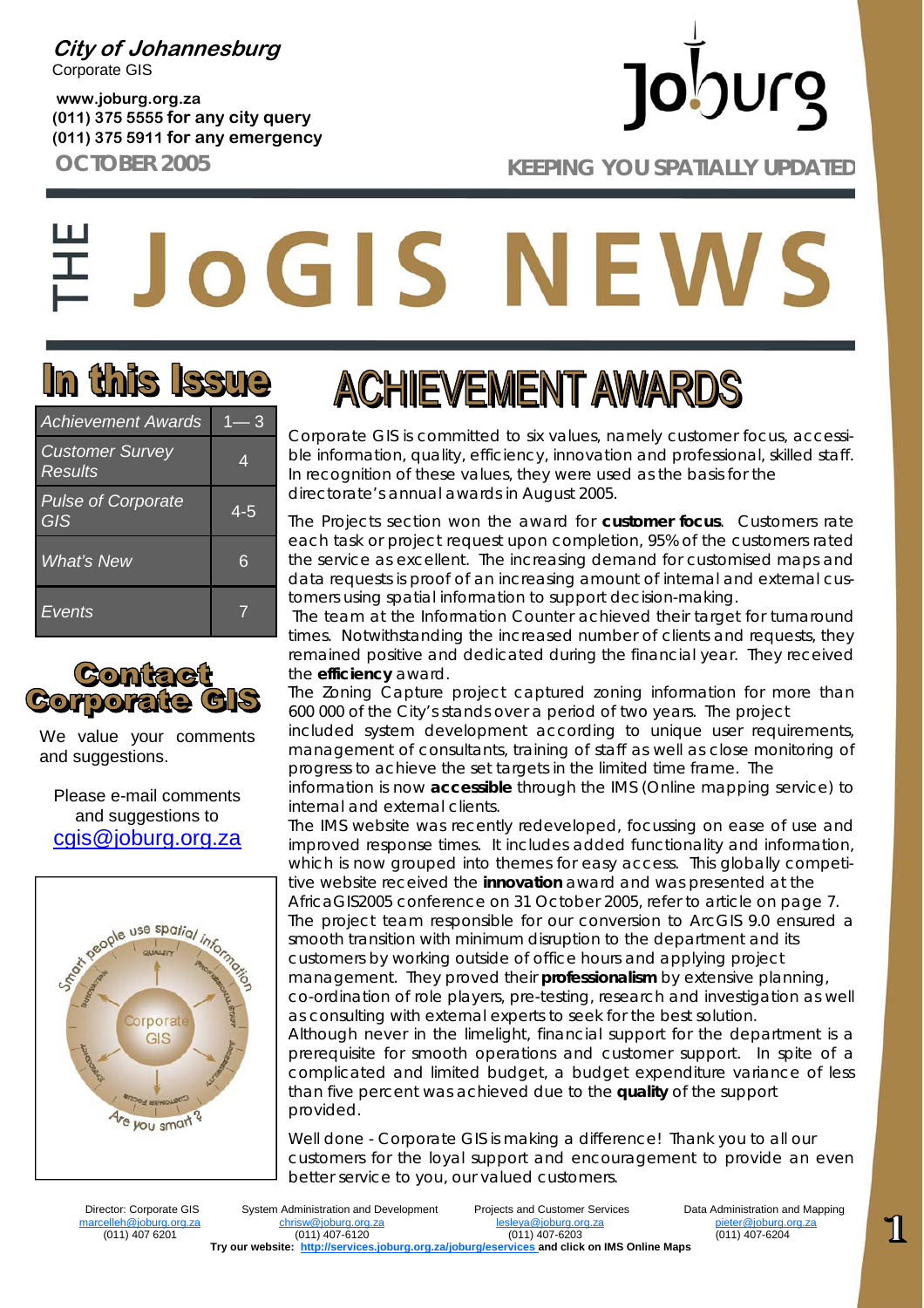**City of Johannesburg**
Corporate GIS

**www.joburg.org.za**
**(011) 375 5555 for any city query**
**(011) 375 5911 for any emergency**

**OCTOBER 2005**

Joburg

**KEEPING YOU SPATIALLY UPDATED**

# THE JoGIS NEWS

## In this Issue

| Achievement Awards | 1— 3 |
|---|---|
| Customer Survey Results | 4 |
| Pulse of Corporate GIS | 4-5 |
| What's New | 6 |
| Events | 7 |

## Contact Corporate GIS

We value your comments and suggestions.

Please e-mail comments and suggestions to cgis@joburg.org.za

## ACHIEVEMENT AWARDS

Corporate GIS is committed to six values, namely customer focus, accessible information, quality, efficiency, innovation and professional, skilled staff. In recognition of these values, they were used as the basis for the directorate's annual awards in August 2005.

The Projects section won the award for **customer focus**. Customers rate each task or project request upon completion, 95% of the customers rated the service as excellent. The increasing demand for customised maps and data requests is proof of an increasing amount of internal and external customers using spatial information to support decision-making.

The team at the Information Counter achieved their target for turnaround times. Notwithstanding the increased number of clients and requests, they remained positive and dedicated during the financial year. They received the **efficiency** award.

The Zoning Capture project captured zoning information for more than 600 000 of the City's stands over a period of two years. The project included system development according to unique user requirements, management of consultants, training of staff as well as close monitoring of progress to achieve the set targets in the limited time frame. The information is now **accessible** through the IMS (Online mapping service) to internal and external clients.

The IMS website was recently redeveloped, focussing on ease of use and improved response times. It includes added functionality and information, which is now grouped into themes for easy access. This globally competitive website received the **innovation** award and was presented at the AfricaGIS2005 conference on 31 October 2005, refer to article on page 7.

The project team responsible for our conversion to ArcGIS 9.0 ensured a smooth transition with minimum disruption to the department and its customers by working outside of office hours and applying project management. They proved their **professionalism** by extensive planning, co-ordination of role players, pre-testing, research and investigation as well as consulting with external experts to seek for the best solution.

Although never in the limelight, financial support for the department is a prerequisite for smooth operations and customer support. In spite of a complicated and limited budget, a budget expenditure variance of less than five percent was achieved due to the **quality** of the support provided.

Well done - Corporate GIS is making a difference! Thank you to all our customers for the loyal support and encouragement to provide an even better service to you, our valued customers.

| Director: Corporate GIS | System Administration and Development | Projects and Customer Services | Data Administration and Mapping |
|---|---|---|---|
| marcelleh@joburg.org.za | chrisw@joburg.org.za | lesleya@joburg.org.za | pieter@joburg.org.za |
| (011) 407 6201 | (011) 407-6120 | (011) 407-6203 | (011) 407-6204 |

**Try our website: http://services.joburg.org.za/joburg/eservices and click on IMS Online Maps**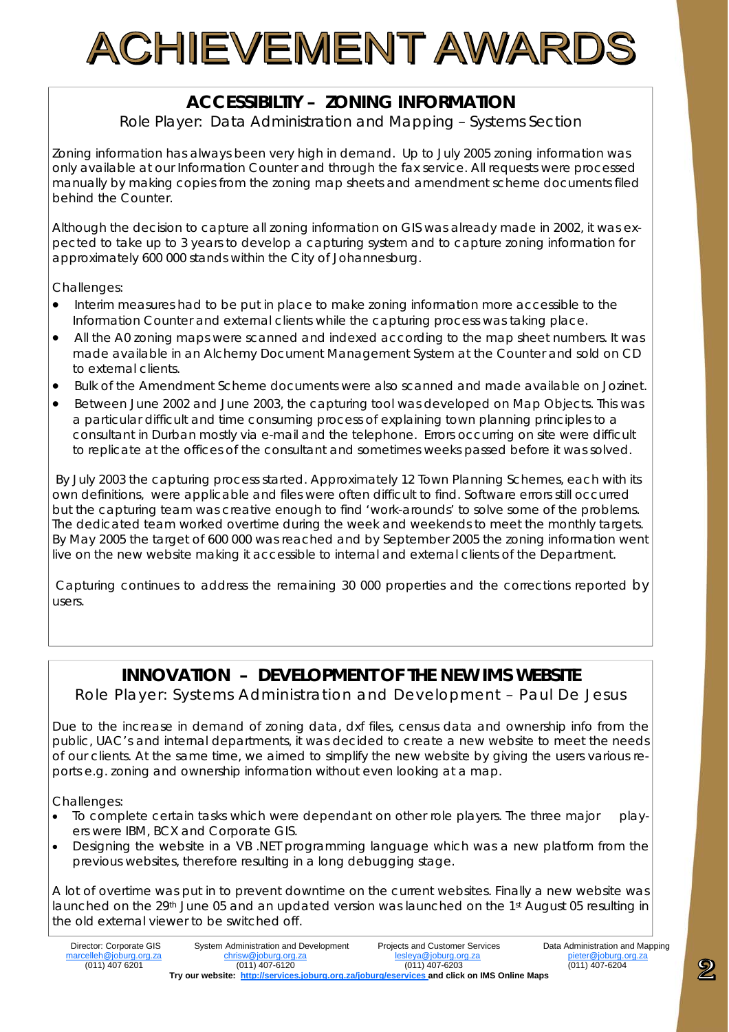# ACHIEVEMENT AWARDS

## ACCESSIBILTIY – ZONING INFORMATION

Role Player: Data Administration and Mapping – Systems Section

Zoning information has always been very high in demand. Up to July 2005 zoning information was only available at our Information Counter and through the fax service. All requests were processed manually by making copies from the zoning map sheets and amendment scheme documents filed behind the Counter.

Although the decision to capture all zoning information on GIS was already made in 2002, it was expected to take up to 3 years to develop a capturing system and to capture zoning information for approximately 600 000 stands within the City of Johannesburg.

Challenges:

- Interim measures had to be put in place to make zoning information more accessible to the Information Counter and external clients while the capturing process was taking place.
- All the A0 zoning maps were scanned and indexed according to the map sheet numbers. It was made available in an Alchemy Document Management System at the Counter and sold on CD to external clients.
- Bulk of the Amendment Scheme documents were also scanned and made available on Jozinet.
- Between June 2002 and June 2003, the capturing tool was developed on Map Objects. This was a particular difficult and time consuming process of explaining town planning principles to a consultant in Durban mostly via e-mail and the telephone. Errors occurring on site were difficult to replicate at the offices of the consultant and sometimes weeks passed before it was solved.

By July 2003 the capturing process started. Approximately 12 Town Planning Schemes, each with its own definitions, were applicable and files were often difficult to find. Software errors still occurred but the capturing team was creative enough to find 'work-arounds' to solve some of the problems. The dedicated team worked overtime during the week and weekends to meet the monthly targets. By May 2005 the target of 600 000 was reached and by September 2005 the zoning information went live on the new website making it accessible to internal and external clients of the Department.

Capturing continues to address the remaining 30 000 properties and the corrections reported by users.

## INNOVATION – DEVELOPMENT OF THE NEW IMS WEBSITE

Role Player: Systems Administration and Development – Paul De Jesus

Due to the increase in demand of zoning data, dxf files, census data and ownership info from the public, UAC's and internal departments, it was decided to create a new website to meet the needs of our clients. At the same time, we aimed to simplify the new website by giving the users various reports e.g. zoning and ownership information without even looking at a map.

Challenges:

- To complete certain tasks which were dependant on other role players. The three major players were IBM, BCX and Corporate GIS.
- Designing the website in a VB .NET programming language which was a new platform from the previous websites, therefore resulting in a long debugging stage.

A lot of overtime was put in to prevent downtime on the current websites. Finally a new website was launched on the 29th June 05 and an updated version was launched on the 1st August 05 resulting in the old external viewer to be switched off.

| Director: Corporate GIS | System Administration and Development | Projects and Customer Services | Data Administration and Mapping |
|---|---|---|---|
| marcelleh@joburg.org.za | chrisw@joburg.org.za | lesleya@joburg.org.za | pieter@joburg.org.za |
| (011) 407 6201 | (011) 407-6120 | (011) 407-6203 | (011) 407-6204 |

**Try our website: http://services.joburg.org.za/joburg/eservices and click on IMS Online Maps**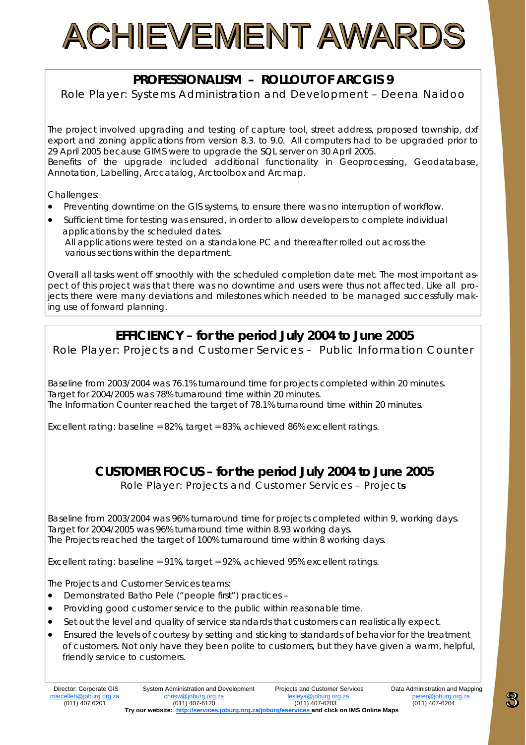# ACHIEVEMENT AWARDS

## PROFESSIONALISM – ROLLOUT OF ARCGIS 9

Role Player: Systems Administration and Development – Deena Naidoo

The project involved upgrading and testing of capture tool, street address, proposed township, dxf export and zoning applications from version 8.3. to 9.0. All computers had to be upgraded prior to 29 April 2005 because GIMS were to upgrade the SQL server on 30 April 2005.
Benefits of the upgrade included additional functionality in Geoprocessing, Geodatabase, Annotation, Labelling, Arccatalog, Arctoolbox and Arcmap.

Challenges:

- Preventing downtime on the GIS systems, to ensure there was no interruption of workflow.
- Sufficient time for testing was ensured, in order to allow developers to complete individual applications by the scheduled dates.
  All applications were tested on a standalone PC and thereafter rolled out across the various sections within the department.

Overall all tasks went off smoothly with the scheduled completion date met. The most important aspect of this project was that there was no downtime and users were thus not affected. Like all projects there were many deviations and milestones which needed to be managed successfully making use of forward planning.

## EFFICIENCY – for the period July 2004 to June 2005

Role Player: Projects and Customer Services – Public Information Counter

Baseline from 2003/2004 was 76.1% turnaround time for projects completed within 20 minutes.
Target for 2004/2005 was 78% turnaround time within 20 minutes.
The Information Counter reached the target of 78.1% turnaround time within 20 minutes.

Excellent rating: baseline = 82%, target = 83%, achieved 86% excellent ratings.

## CUSTOMER FOCUS – for the period July 2004 to June 2005

Role Player: Projects and Customer Services – Projects

Baseline from 2003/2004 was 96% turnaround time for projects completed within 9, working days.
Target for 2004/2005 was 96% turnaround time within 8.93 working days.
The Projects reached the target of 100% turnaround time within 8 working days.

Excellent rating: baseline = 91%, target = 92%, achieved 95% excellent ratings.

The Projects and Customer Services teams:

- Demonstrated Batho Pele ("people first") practices –
- Providing good customer service to the public within reasonable time.
- Set out the level and quality of service standards that customers can realistically expect.
- Ensured the levels of courtesy by setting and sticking to standards of behavior for the treatment of customers. Not only have they been polite to customers, but they have given a warm, helpful, friendly service to customers.

Director: Corporate GIS marcelleh@joburg.org.za (011) 407 6201 | System Administration and Development chrisw@joburg.org.za (011) 407-6120 | Projects and Customer Services lesleya@joburg.org.za (011) 407-6203 | Data Administration and Mapping pieter@joburg.org.za (011) 407-6204

**Try our website: http://services.joburg.org.za/joburg/eservices and click on IMS Online Maps**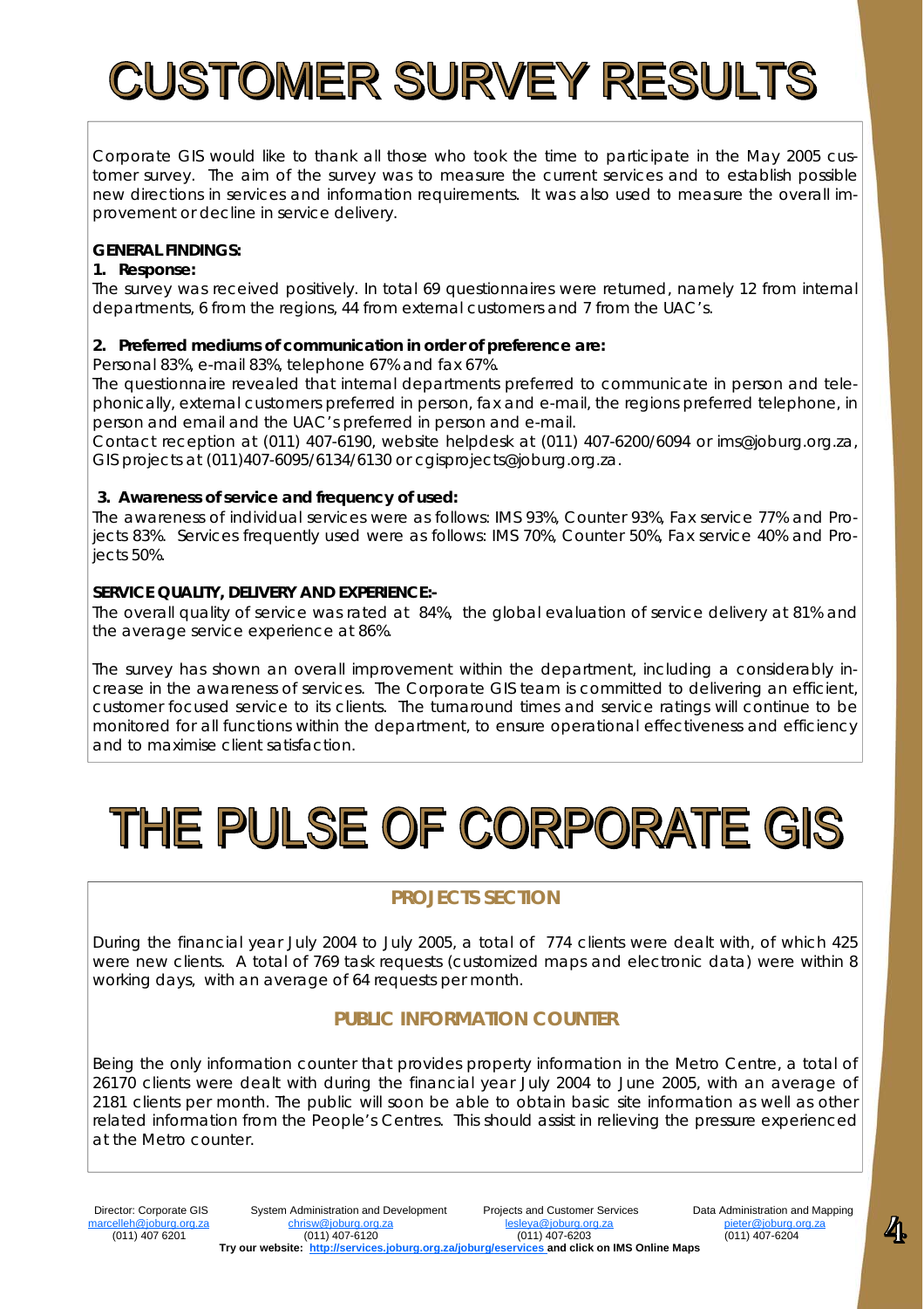# CUSTOMER SURVEY RESULTS

Corporate GIS would like to thank all those who took the time to participate in the May 2005 customer survey. The aim of the survey was to measure the current services and to establish possible new directions in services and information requirements. It was also used to measure the overall improvement or decline in service delivery.

**GENERAL FINDINGS:**

**1. Response:**

The survey was received positively. In total 69 questionnaires were returned, namely 12 from internal departments, 6 from the regions, 44 from external customers and 7 from the UAC's.

**2. Preferred mediums of communication in order of preference are:**

Personal 83%, e-mail 83%, telephone 67% and fax 67%.

The questionnaire revealed that internal departments preferred to communicate in person and telephonically, external customers preferred in person, fax and e-mail, the regions preferred telephone, in person and email and the UAC's preferred in person and e-mail.

Contact reception at (011) 407-6190, website helpdesk at (011) 407-6200/6094 or ims@joburg.org.za, GIS projects at (011)407-6095/6134/6130 or cgisprojects@joburg.org.za.

**3. Awareness of service and frequency of used:**

The awareness of individual services were as follows: IMS 93%, Counter 93%, Fax service 77% and Projects 83%. Services frequently used were as follows: IMS 70%, Counter 50%, Fax service 40% and Projects 50%.

**SERVICE QUALITY, DELIVERY AND EXPERIENCE:-**

The overall quality of service was rated at 84%, the global evaluation of service delivery at 81% and the average service experience at 86%.

The survey has shown an overall improvement within the department, including a considerably increase in the awareness of services. The Corporate GIS team is committed to delivering an efficient, customer focused service to its clients. The turnaround times and service ratings will continue to be monitored for all functions within the department, to ensure operational effectiveness and efficiency and to maximise client satisfaction.

# THE PULSE OF CORPORATE GIS

## PROJECTS SECTION

During the financial year July 2004 to July 2005, a total of 774 clients were dealt with, of which 425 were new clients. A total of 769 task requests (customized maps and electronic data) were within 8 working days, with an average of 64 requests per month.

## PUBLIC INFORMATION COUNTER

Being the only information counter that provides property information in the Metro Centre, a total of 26170 clients were dealt with during the financial year July 2004 to June 2005, with an average of 2181 clients per month. The public will soon be able to obtain basic site information as well as other related information from the People's Centres. This should assist in relieving the pressure experienced at the Metro counter.

| Director: Corporate GIS | System Administration and Development | Projects and Customer Services | Data Administration and Mapping |
|---|---|---|---|
| marcelleh@joburg.org.za | chrisw@joburg.org.za | lesleya@joburg.org.za | pieter@joburg.org.za |
| (011) 407 6201 | (011) 407-6120 | (011) 407-6203 | (011) 407-6204 |

**Try our website: http://services.joburg.org.za/joburg/eservices and click on IMS Online Maps**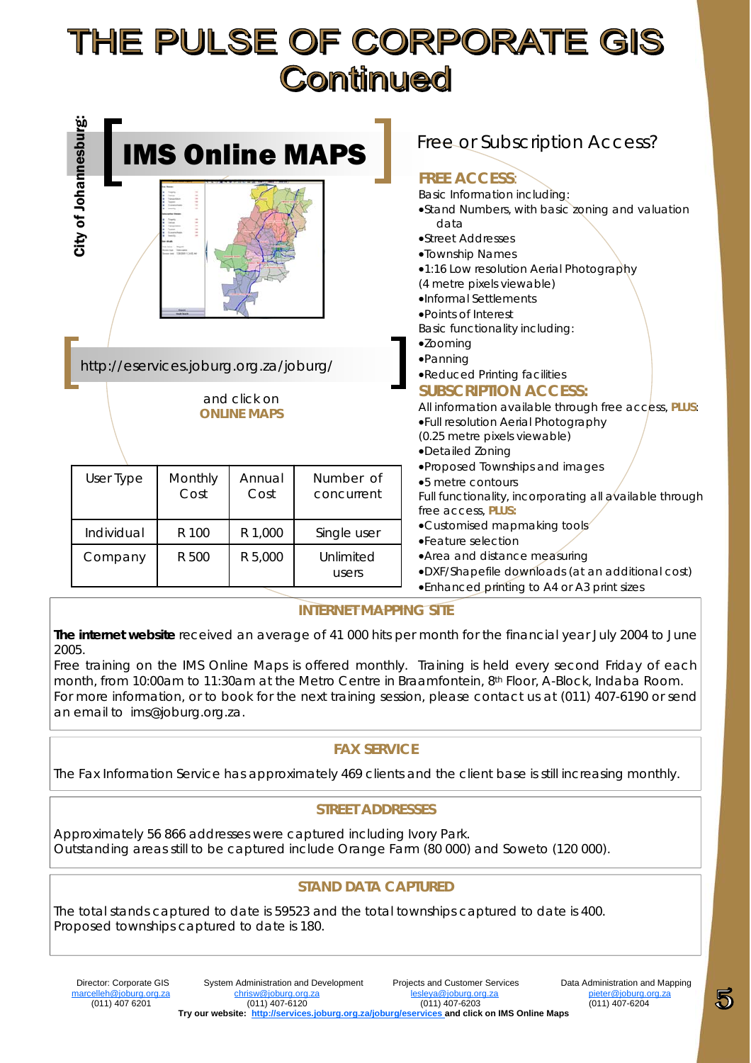# THE PULSE OF CORPORATE GIS Continued

**City of Johannesburg:**

## IMS Online MAPS

http://eservices.joburg.org.za/joburg/

and click on **ONLINE MAPS**

| User Type | Monthly Cost | Annual Cost | Number of concurrent |
|---|---|---|---|
| Individual | R 100 | R 1,000 | Single user |
| Company | R 500 | R 5,000 | Unlimited users |

## Free or Subscription Access?

**FREE ACCESS:**

Basic Information including:

- Stand Numbers, with basic zoning and valuation data
- Street Addresses
- Township Names
- 1:16 Low resolution Aerial Photography (4 metre pixels viewable)
- Informal Settlements
- Points of Interest

Basic functionality including:

- Zooming
- Panning
- Reduced Printing facilities

**SUBSCRIPTION ACCESS:**

All information available through free access, **PLUS**:

- Full resolution Aerial Photography (0.25 metre pixels viewable)
- Detailed Zoning
- Proposed Townships and images
- 5 metre contours

Full functionality, incorporating all available through free access, **PLUS:**

- Customised mapmaking tools
- Feature selection
- Area and distance measuring
- DXF/Shapefile downloads (at an additional cost)
- Enhanced printing to A4 or A3 print sizes

### INTERNET MAPPING SITE

**The internet website** received an average of 41 000 hits per month for the financial year July 2004 to June 2005.

Free training on the IMS Online Maps is offered monthly. Training is held every second Friday of each month, from 10:00am to 11:30am at the Metro Centre in Braamfontein, 8th Floor, A-Block, Indaba Room. For more information, or to book for the next training session, please contact us at (011) 407-6190 or send an email to ims@joburg.org.za.

### FAX SERVICE

The Fax Information Service has approximately 469 clients and the client base is still increasing monthly.

### STREET ADDRESSES

Approximately 56 866 addresses were captured including Ivory Park.
Outstanding areas still to be captured include Orange Farm (80 000) and Soweto (120 000).

### STAND DATA CAPTURED

The total stands captured to date is 59523 and the total townships captured to date is 400.
Proposed townships captured to date is 180.

Director: Corporate GIS
marcelleh@joburg.org.za
(011) 407 6201

System Administration and Development
chrisw@joburg.org.za
(011) 407-6120

Projects and Customer Services
lesleya@joburg.org.za
(011) 407-6203

Data Administration and Mapping
pieter@joburg.org.za
(011) 407-6204

**Try our website: http://services.joburg.org.za/joburg/eservices and click on IMS Online Maps**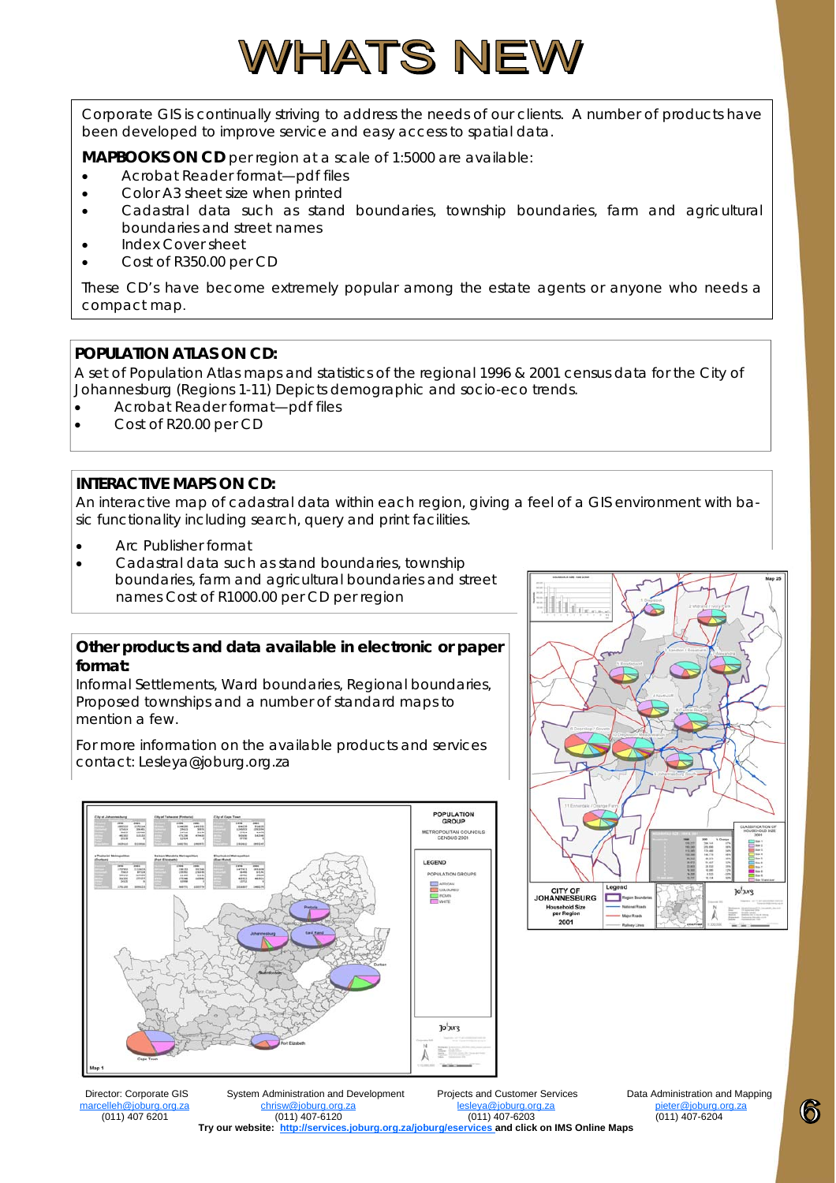# WHATS NEW

Corporate GIS is continually striving to address the needs of our clients. A number of products have been developed to improve service and easy access to spatial data.

**MAPBOOKS ON CD** per region at a scale of 1:5000 are available:

- Acrobat Reader format—pdf files
- Color A3 sheet size when printed
- Cadastral data such as stand boundaries, township boundaries, farm and agricultural boundaries and street names
- Index Cover sheet
- Cost of R350.00 per CD

These CD's have become extremely popular among the estate agents or anyone who needs a compact map.

**POPULATION ATLAS ON CD:**

A set of Population Atlas maps and statistics of the regional 1996 & 2001 census data for the City of Johannesburg (Regions 1-11) Depicts demographic and socio-eco trends.

- Acrobat Reader format—pdf files
- Cost of R20.00 per CD

**INTERACTIVE MAPS ON CD:**

An interactive map of cadastral data within each region, giving a feel of a GIS environment with basic functionality including search, query and print facilities.

- Arc Publisher format
- Cadastral data such as stand boundaries, township boundaries, farm and agricultural boundaries and street names Cost of R1000.00 per CD per region

**Other products and data available in electronic or paper format:**

Informal Settlements, Ward boundaries, Regional boundaries, Proposed townships and a number of standard maps to mention a few.

For more information on the available products and services contact: Lesleya@joburg.org.za

| Director: Corporate GIS | System Administration and Development | Projects and Customer Services | Data Administration and Mapping |
|---|---|---|---|
| marcelleh@joburg.org.za | chrisw@joburg.org.za | lesleya@joburg.org.za | pieter@joburg.org.za |
| (011) 407 6201 | (011) 407-6120 | (011) 407-6203 | (011) 407-6204 |

**Try our website: http://services.joburg.org.za/joburg/eservices and click on IMS Online Maps**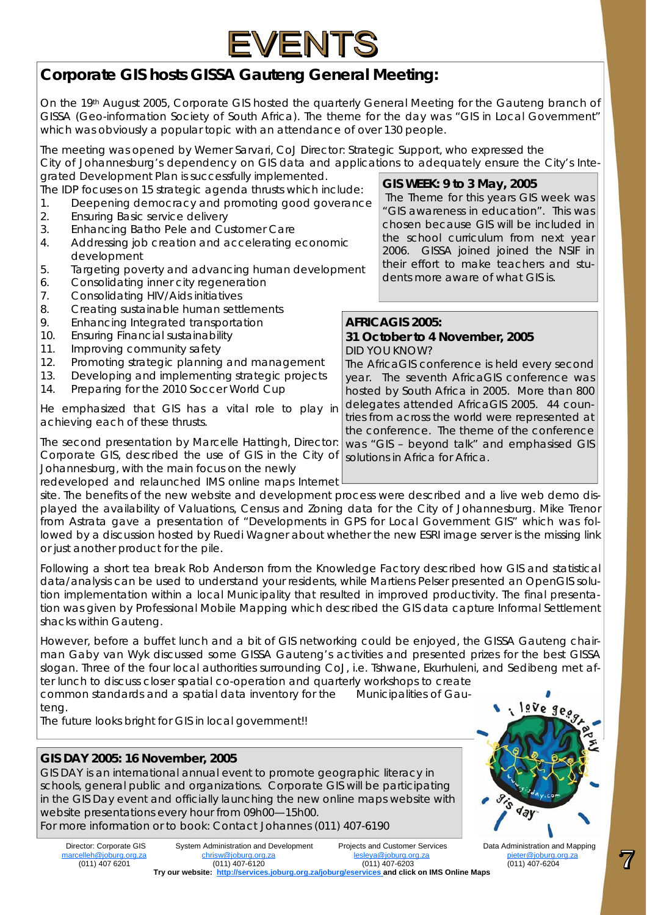# EVENTS

## Corporate GIS hosts GISSA Gauteng General Meeting:

On the 19th August 2005, Corporate GIS hosted the quarterly General Meeting for the Gauteng branch of GISSA (Geo-information Society of South Africa). The theme for the day was "GIS in Local Government" which was obviously a popular topic with an attendance of over 130 people.

The meeting was opened by Werner Sarvari, CoJ Director: Strategic Support, who expressed the City of Johannesburg's dependency on GIS data and applications to adequately ensure the City's Integrated Development Plan is successfully implemented.

The IDP focuses on 15 strategic agenda thrusts which include:

1. Deepening democracy and promoting good goverance
2. Ensuring Basic service delivery
3. Enhancing Batho Pele and Customer Care
4. Addressing job creation and accelerating economic development
5. Targeting poverty and advancing human development
6. Consolidating inner city regeneration
7. Consolidating HIV/Aids initiatives
8. Creating sustainable human settlements
9. Enhancing Integrated transportation
10. Ensuring Financial sustainability
11. Improving community safety
12. Promoting strategic planning and management
13. Developing and implementing strategic projects
14. Preparing for the 2010 Soccer World Cup

He emphasized that GIS has a vital role to play in achieving each of these thrusts.

The second presentation by Marcelle Hattingh, Director: Corporate GIS, described the use of GIS in the City of Johannesburg, with the main focus on the newly redeveloped and relaunched IMS online maps Internet site. The benefits of the new website and development process were described and a live web demo displayed the availability of Valuations, Census and Zoning data for the City of Johannesburg. Mike Trenor from Astrata gave a presentation of "Developments in GPS for Local Government GIS" which was followed by a discussion hosted by Ruedi Wagner about whether the new ESRI image server is the missing link or just another product for the pile.

Following a short tea break Rob Anderson from the Knowledge Factory described how GIS and statistical data/analysis can be used to understand your residents, while Martiens Pelser presented an OpenGIS solution implementation within a local Municipality that resulted in improved productivity. The final presentation was given by Professional Mobile Mapping which described the GIS data capture Informal Settlement shacks within Gauteng.

However, before a buffet lunch and a bit of GIS networking could be enjoyed, the GISSA Gauteng chairman Gaby van Wyk discussed some GISSA Gauteng's activities and presented prizes for the best GISSA slogan. Three of the four local authorities surrounding CoJ, i.e. Tshwane, Ekurhuleni, and Sedibeng met after lunch to discuss closer spatial co-operation and quarterly workshops to create common standards and a spatial data inventory for the Municipalities of Gauteng.

The future looks bright for GIS in local government!!

### GIS WEEK: 9 to 3 May, 2005

The Theme for this years GIS week was "GIS awareness in education". This was chosen because GIS will be included in the school curriculum from next year 2006. GISSA joined joined the NSIF in their effort to make teachers and students more aware of what GIS is.

### AFRICAGIS 2005: 31 October to 4 November, 2005

DID YOU KNOW?

The AfricaGIS conference is held every second year. The seventh AfricaGIS conference was hosted by South Africa in 2005. More than 800 delegates attended AfricaGIS 2005. 44 countries from across the world were represented at the conference. The theme of the conference was "GIS – beyond talk" and emphasised GIS solutions in Africa for Africa.

### GIS DAY 2005: 16 November, 2005

GIS DAY is an international annual event to promote geographic literacy in schools, general public and organizations. Corporate GIS will be participating in the GIS Day event and officially launching the new online maps website with website presentations every hour from 09h00—15h00.

For more information or to book: Contact Johannes (011) 407-6190

Director: Corporate GIS
marcelleh@joburg.org.za
(011) 407 6201

System Administration and Development
chrisw@joburg.org.za
(011) 407-6120

Projects and Customer Services
lesleya@joburg.org.za
(011) 407-6203

Data Administration and Mapping
pieter@joburg.org.za
(011) 407-6204

**Try our website: http://services.joburg.org.za/joburg/eservices and click on IMS Online Maps**